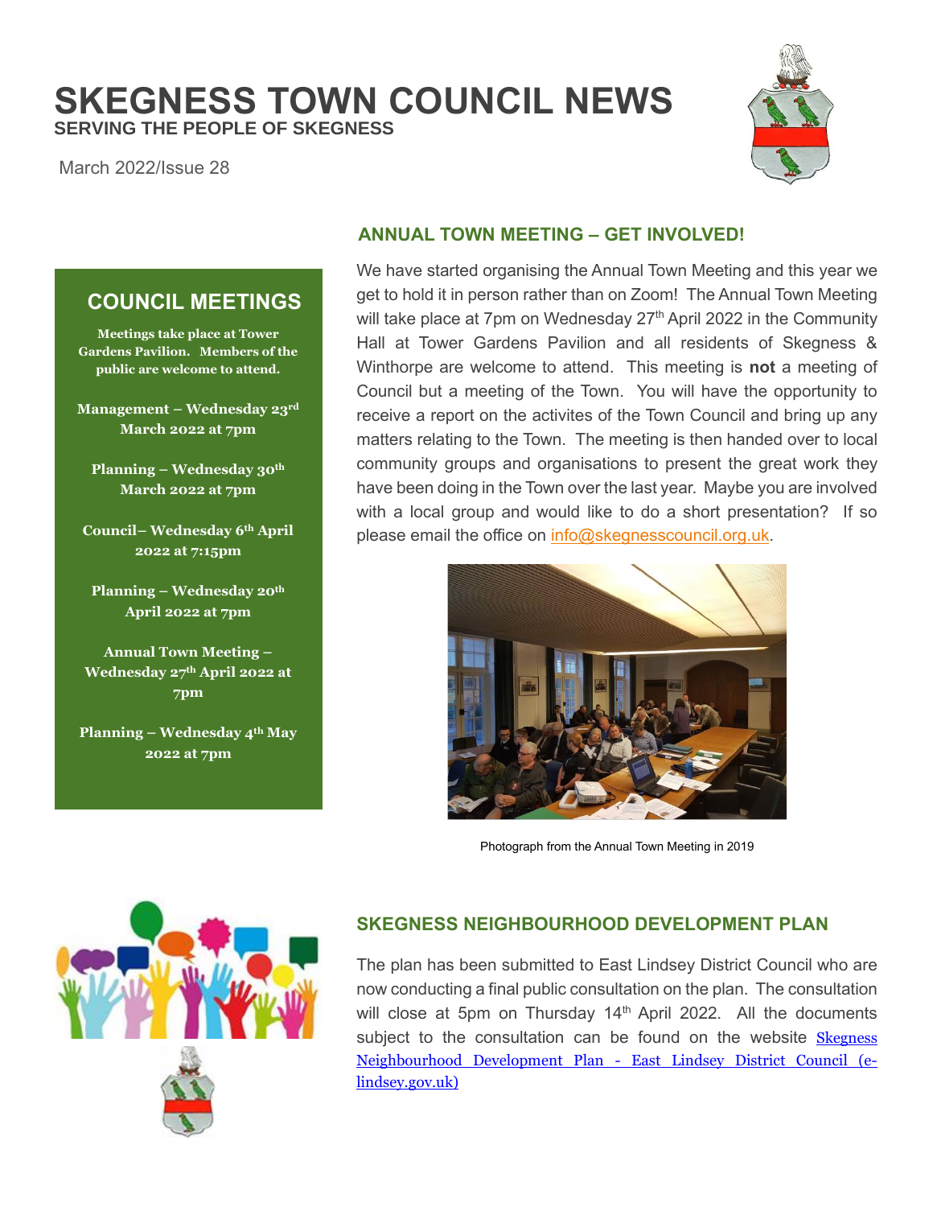# SKEGNESS TOWN COUNCIL NEWS

**SERVING THE PEOPLE OF SKEGNESS**

March 2022/Issue 28

## COUNCIL MEETINGS

**Meetings take place at Tower Gardens Pavilion. Members of the public are welcome to attend.**

**Management – Wednesday 23rd March 2022 at 7pm**

**Planning – Wednesday 30th March 2022 at 7pm**

**Council– Wednesday 6th April 2022 at 7:15pm**

**Planning – Wednesday 20th April 2022 at 7pm**

**Annual Town Meeting – Wednesday 27th April 2022 at 7pm**

**Planning – Wednesday 4th May 2022 at 7pm**

## ANNUAL TOWN MEETING – GET INVOLVED!

We have started organising the Annual Town Meeting and this year we get to hold it in person rather than on Zoom! The Annual Town Meeting will take place at 7pm on Wednesday 27th April 2022 in the Community Hall at Tower Gardens Pavilion and all residents of Skegness & Winthorpe are welcome to attend. This meeting is **not** a meeting of Council but a meeting of the Town. You will have the opportunity to receive a report on the activites of the Town Council and bring up any matters relating to the Town. The meeting is then handed over to local community groups and organisations to present the great work they have been doing in the Town over the last year. Maybe you are involved with a local group and would like to do a short presentation? If so please email the office on info@skegnesscouncil.org.uk.

Photograph from the Annual Town Meeting in 2019

## SKEGNESS NEIGHBOURHOOD DEVELOPMENT PLAN

The plan has been submitted to East Lindsey District Council who are now conducting a final public consultation on the plan. The consultation will close at 5pm on Thursday 14th April 2022. All the documents subject to the consultation can be found on the website Skegness Neighbourhood Development Plan - East Lindsey District Council (e-lindsey.gov.uk)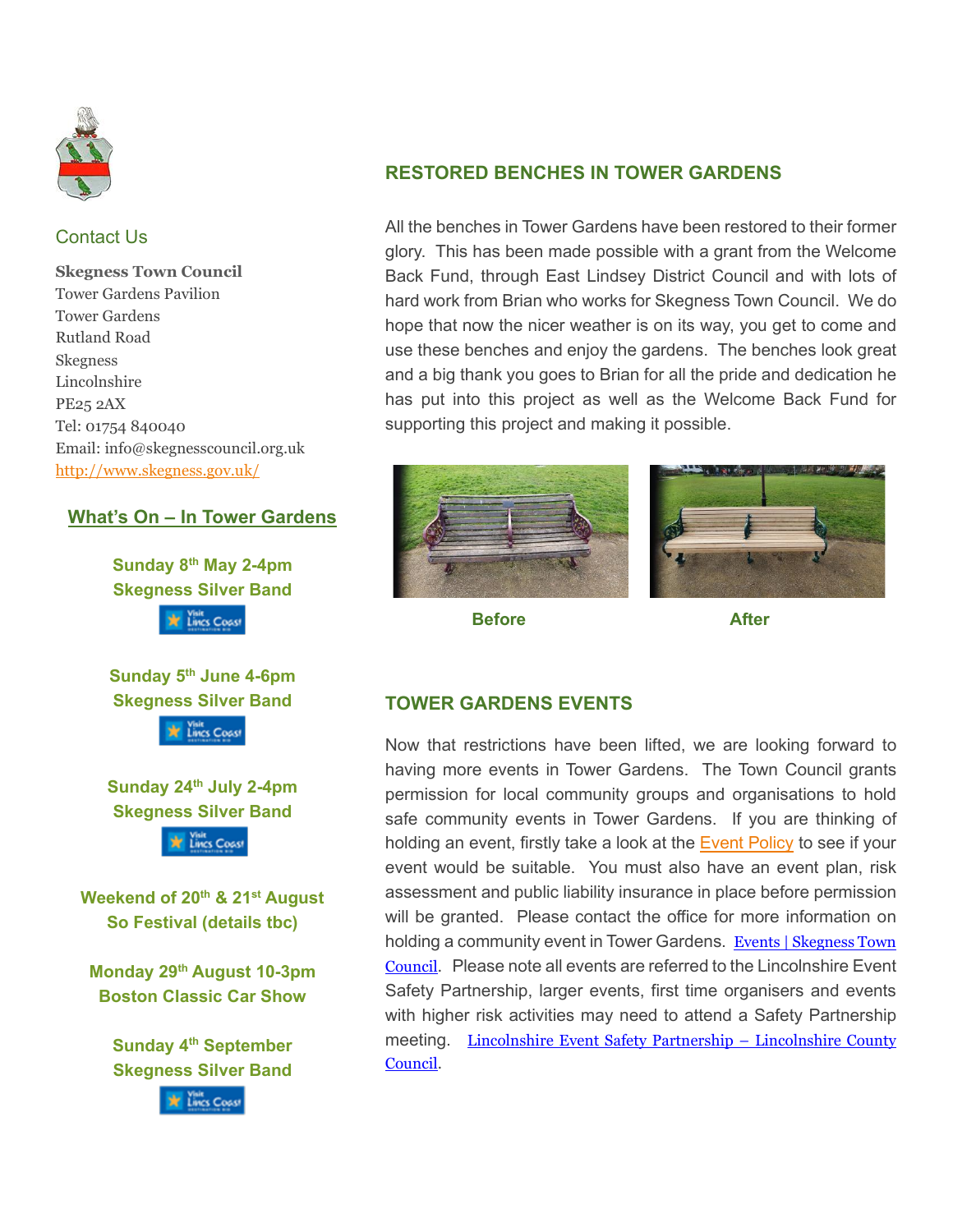## Contact Us

**Skegness Town Council**
Tower Gardens Pavilion
Tower Gardens
Rutland Road
Skegness
Lincolnshire
PE25 2AX
Tel: 01754 840040
Email: info@skegnesscouncil.org.uk
http://www.skegness.gov.uk/

## What's On – In Tower Gardens

**Sunday 8th May 2-4pm**
**Skegness Silver Band**

**Sunday 5th June 4-6pm**
**Skegness Silver Band**

**Sunday 24th July 2-4pm**
**Skegness Silver Band**

**Weekend of 20th & 21st August**
**So Festival (details tbc)**

**Monday 29th August 10-3pm**
**Boston Classic Car Show**

**Sunday 4th September**
**Skegness Silver Band**

## RESTORED BENCHES IN TOWER GARDENS

All the benches in Tower Gardens have been restored to their former glory. This has been made possible with a grant from the Welcome Back Fund, through East Lindsey District Council and with lots of hard work from Brian who works for Skegness Town Council. We do hope that now the nicer weather is on its way, you get to come and use these benches and enjoy the gardens. The benches look great and a big thank you goes to Brian for all the pride and dedication he has put into this project as well as the Welcome Back Fund for supporting this project and making it possible.

**Before** **After**

## TOWER GARDENS EVENTS

Now that restrictions have been lifted, we are looking forward to having more events in Tower Gardens. The Town Council grants permission for local community groups and organisations to hold safe community events in Tower Gardens. If you are thinking of holding an event, firstly take a look at the Event Policy to see if your event would be suitable. You must also have an event plan, risk assessment and public liability insurance in place before permission will be granted. Please contact the office for more information on holding a community event in Tower Gardens. Events | Skegness Town Council. Please note all events are referred to the Lincolnshire Event Safety Partnership, larger events, first time organisers and events with higher risk activities may need to attend a Safety Partnership meeting. Lincolnshire Event Safety Partnership – Lincolnshire County Council.